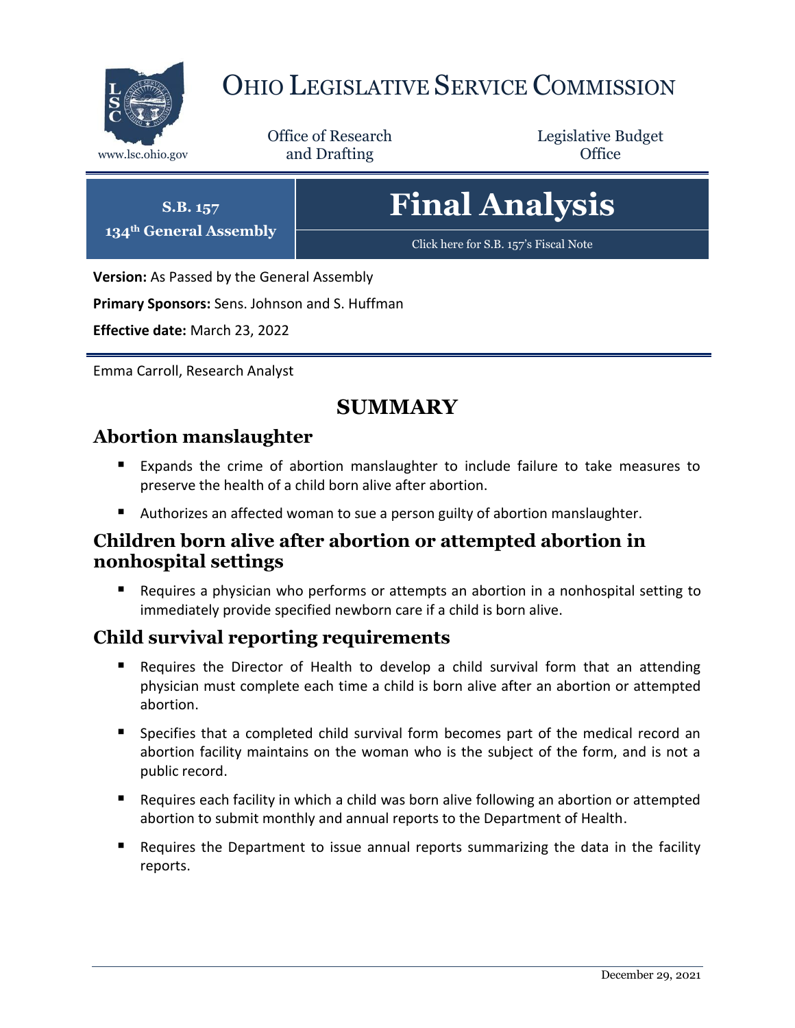# OHIO LEGISLATIVE SERVICE COMMISSION

www.lsc.ohio.gov

Office of Research and Drafting

Legislative Budget Office

**S.B. 157**
**134th General Assembly**

# Final Analysis

Click here for S.B. 157's Fiscal Note

**Version:** As Passed by the General Assembly

**Primary Sponsors:** Sens. Johnson and S. Huffman

**Effective date:** March 23, 2022

Emma Carroll, Research Analyst

## SUMMARY

### Abortion manslaughter

- Expands the crime of abortion manslaughter to include failure to take measures to preserve the health of a child born alive after abortion.
- Authorizes an affected woman to sue a person guilty of abortion manslaughter.

### Children born alive after abortion or attempted abortion in nonhospital settings

- Requires a physician who performs or attempts an abortion in a nonhospital setting to immediately provide specified newborn care if a child is born alive.

### Child survival reporting requirements

- Requires the Director of Health to develop a child survival form that an attending physician must complete each time a child is born alive after an abortion or attempted abortion.
- Specifies that a completed child survival form becomes part of the medical record an abortion facility maintains on the woman who is the subject of the form, and is not a public record.
- Requires each facility in which a child was born alive following an abortion or attempted abortion to submit monthly and annual reports to the Department of Health.
- Requires the Department to issue annual reports summarizing the data in the facility reports.

December 29, 2021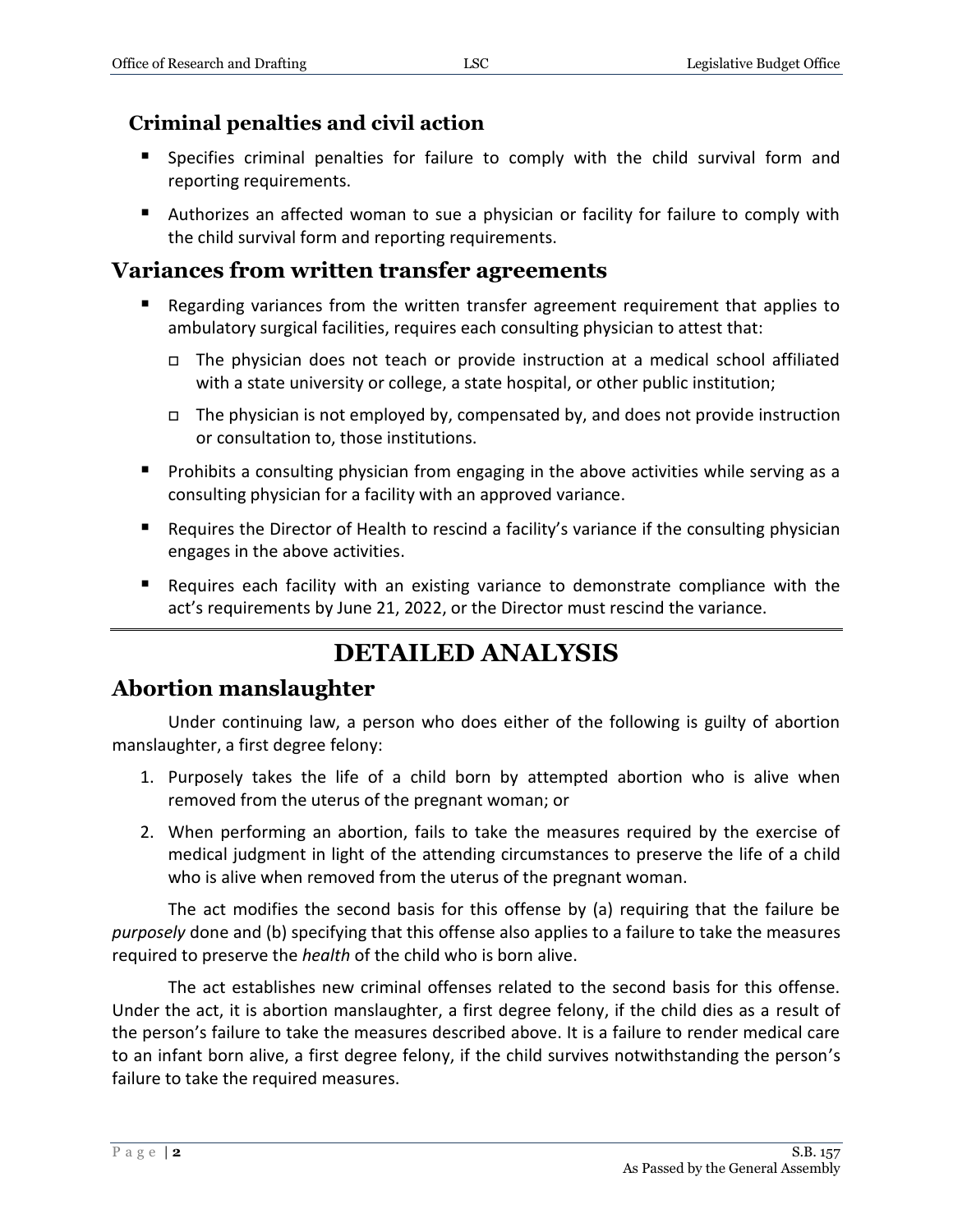### Criminal penalties and civil action

- Specifies criminal penalties for failure to comply with the child survival form and reporting requirements.
- Authorizes an affected woman to sue a physician or facility for failure to comply with the child survival form and reporting requirements.

## Variances from written transfer agreements

- Regarding variances from the written transfer agreement requirement that applies to ambulatory surgical facilities, requires each consulting physician to attest that:
  - The physician does not teach or provide instruction at a medical school affiliated with a state university or college, a state hospital, or other public institution;
  - The physician is not employed by, compensated by, and does not provide instruction or consultation to, those institutions.
- Prohibits a consulting physician from engaging in the above activities while serving as a consulting physician for a facility with an approved variance.
- Requires the Director of Health to rescind a facility's variance if the consulting physician engages in the above activities.
- Requires each facility with an existing variance to demonstrate compliance with the act's requirements by June 21, 2022, or the Director must rescind the variance.

---

# DETAILED ANALYSIS

## Abortion manslaughter

Under continuing law, a person who does either of the following is guilty of abortion manslaughter, a first degree felony:

1. Purposely takes the life of a child born by attempted abortion who is alive when removed from the uterus of the pregnant woman; or
2. When performing an abortion, fails to take the measures required by the exercise of medical judgment in light of the attending circumstances to preserve the life of a child who is alive when removed from the uterus of the pregnant woman.

The act modifies the second basis for this offense by (a) requiring that the failure be *purposely* done and (b) specifying that this offense also applies to a failure to take the measures required to preserve the *health* of the child who is born alive.

The act establishes new criminal offenses related to the second basis for this offense. Under the act, it is abortion manslaughter, a first degree felony, if the child dies as a result of the person's failure to take the measures described above. It is a failure to render medical care to an infant born alive, a first degree felony, if the child survives notwithstanding the person's failure to take the required measures.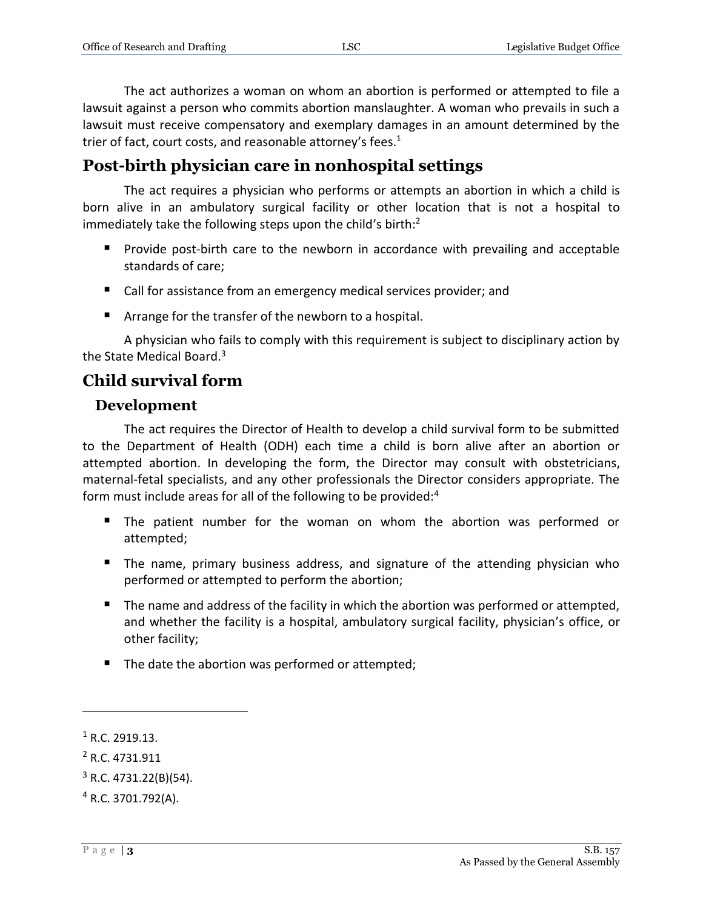The act authorizes a woman on whom an abortion is performed or attempted to file a lawsuit against a person who commits abortion manslaughter. A woman who prevails in such a lawsuit must receive compensatory and exemplary damages in an amount determined by the trier of fact, court costs, and reasonable attorney's fees.[1]

## Post-birth physician care in nonhospital settings

The act requires a physician who performs or attempts an abortion in which a child is born alive in an ambulatory surgical facility or other location that is not a hospital to immediately take the following steps upon the child's birth:[2]

- Provide post-birth care to the newborn in accordance with prevailing and acceptable standards of care;
- Call for assistance from an emergency medical services provider; and
- Arrange for the transfer of the newborn to a hospital.

A physician who fails to comply with this requirement is subject to disciplinary action by the State Medical Board.[3]

## Child survival form

### Development

The act requires the Director of Health to develop a child survival form to be submitted to the Department of Health (ODH) each time a child is born alive after an abortion or attempted abortion. In developing the form, the Director may consult with obstetricians, maternal-fetal specialists, and any other professionals the Director considers appropriate. The form must include areas for all of the following to be provided:[4]

- The patient number for the woman on whom the abortion was performed or attempted;
- The name, primary business address, and signature of the attending physician who performed or attempted to perform the abortion;
- The name and address of the facility in which the abortion was performed or attempted, and whether the facility is a hospital, ambulatory surgical facility, physician's office, or other facility;
- The date the abortion was performed or attempted;

---

[1] R.C. 2919.13.

[2] R.C. 4731.911

[3] R.C. 4731.22(B)(54).

[4] R.C. 3701.792(A).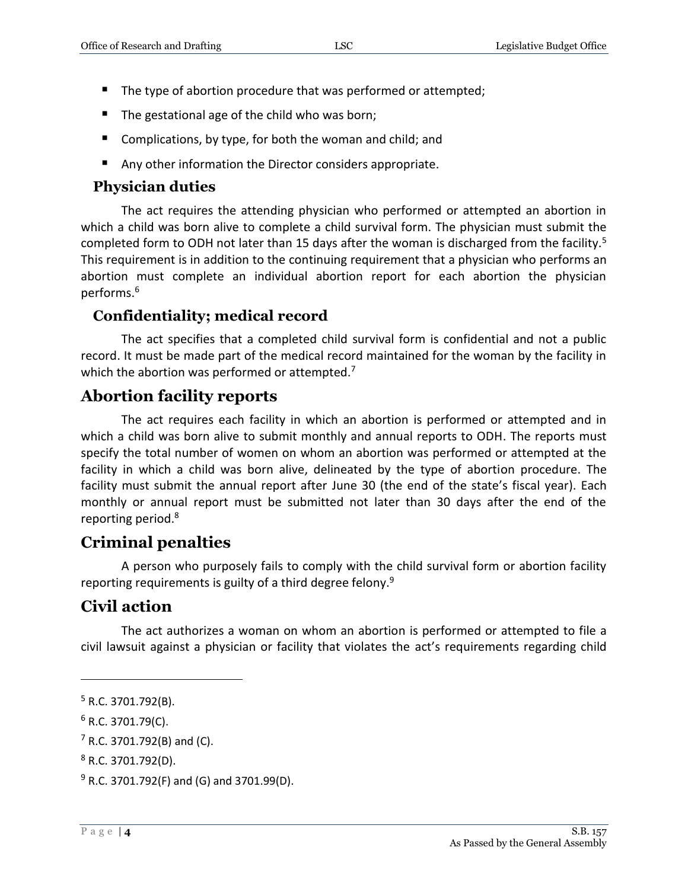- The type of abortion procedure that was performed or attempted;
- The gestational age of the child who was born;
- Complications, by type, for both the woman and child; and
- Any other information the Director considers appropriate.

### Physician duties

The act requires the attending physician who performed or attempted an abortion in which a child was born alive to complete a child survival form. The physician must submit the completed form to ODH not later than 15 days after the woman is discharged from the facility.[5] This requirement is in addition to the continuing requirement that a physician who performs an abortion must complete an individual abortion report for each abortion the physician performs.[6]

### Confidentiality; medical record

The act specifies that a completed child survival form is confidential and not a public record. It must be made part of the medical record maintained for the woman by the facility in which the abortion was performed or attempted.[7]

## Abortion facility reports

The act requires each facility in which an abortion is performed or attempted and in which a child was born alive to submit monthly and annual reports to ODH. The reports must specify the total number of women on whom an abortion was performed or attempted at the facility in which a child was born alive, delineated by the type of abortion procedure. The facility must submit the annual report after June 30 (the end of the state's fiscal year). Each monthly or annual report must be submitted not later than 30 days after the end of the reporting period.[8]

## Criminal penalties

A person who purposely fails to comply with the child survival form or abortion facility reporting requirements is guilty of a third degree felony.[9]

## Civil action

The act authorizes a woman on whom an abortion is performed or attempted to file a civil lawsuit against a physician or facility that violates the act's requirements regarding child

---

[5] R.C. 3701.792(B).

[6] R.C. 3701.79(C).

[7] R.C. 3701.792(B) and (C).

[8] R.C. 3701.792(D).

[9] R.C. 3701.792(F) and (G) and 3701.99(D).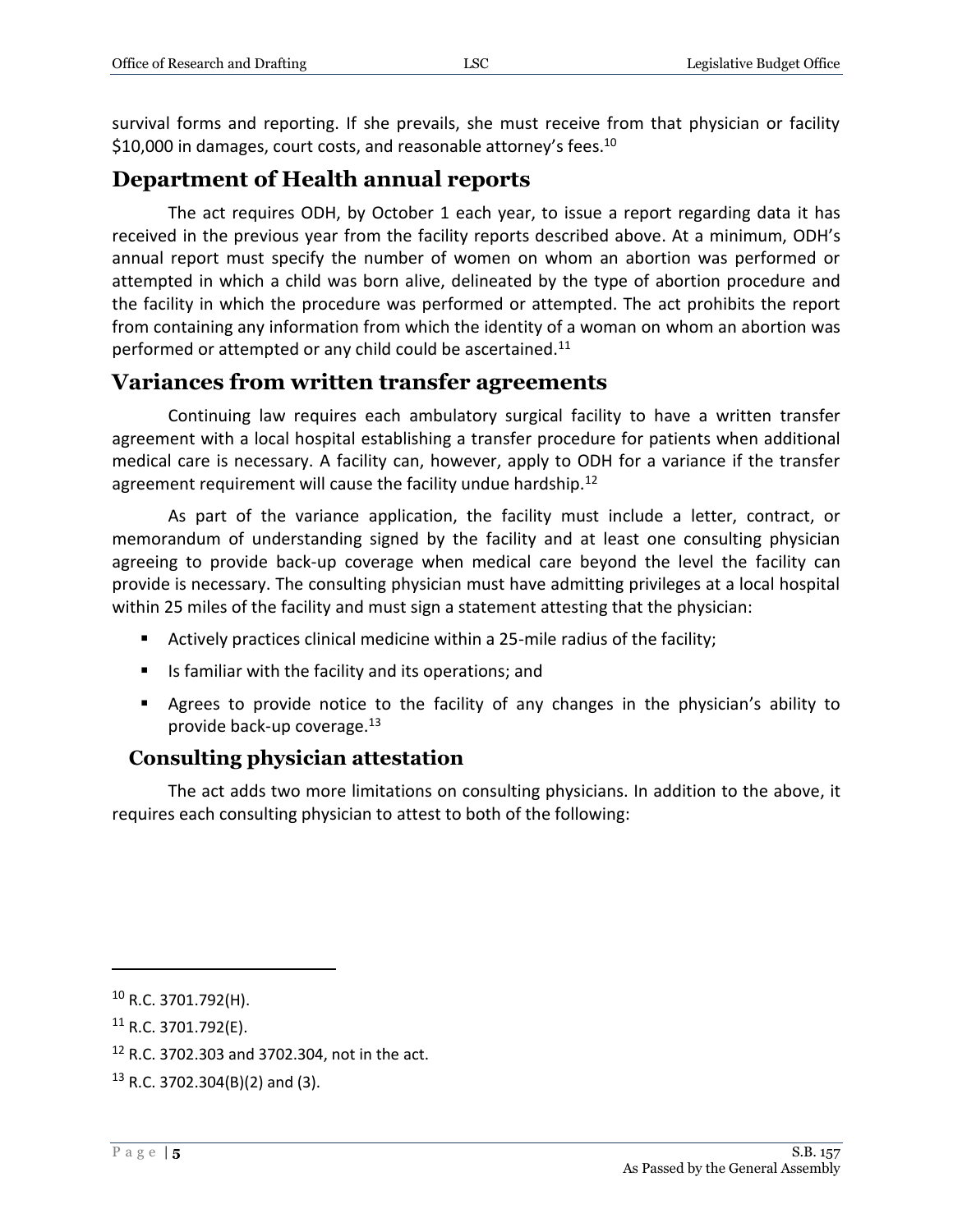survival forms and reporting. If she prevails, she must receive from that physician or facility $10,000 in damages, court costs, and reasonable attorney's fees.[10]

## Department of Health annual reports

The act requires ODH, by October 1 each year, to issue a report regarding data it has received in the previous year from the facility reports described above. At a minimum, ODH's annual report must specify the number of women on whom an abortion was performed or attempted in which a child was born alive, delineated by the type of abortion procedure and the facility in which the procedure was performed or attempted. The act prohibits the report from containing any information from which the identity of a woman on whom an abortion was performed or attempted or any child could be ascertained.[11]

## Variances from written transfer agreements

Continuing law requires each ambulatory surgical facility to have a written transfer agreement with a local hospital establishing a transfer procedure for patients when additional medical care is necessary. A facility can, however, apply to ODH for a variance if the transfer agreement requirement will cause the facility undue hardship.[12]

As part of the variance application, the facility must include a letter, contract, or memorandum of understanding signed by the facility and at least one consulting physician agreeing to provide back-up coverage when medical care beyond the level the facility can provide is necessary. The consulting physician must have admitting privileges at a local hospital within 25 miles of the facility and must sign a statement attesting that the physician:

- Actively practices clinical medicine within a 25-mile radius of the facility;
- Is familiar with the facility and its operations; and
- Agrees to provide notice to the facility of any changes in the physician's ability to provide back-up coverage.[13]

### Consulting physician attestation

The act adds two more limitations on consulting physicians. In addition to the above, it requires each consulting physician to attest to both of the following:

---

[10] R.C. 3701.792(H).

[11] R.C. 3701.792(E).

[12] R.C. 3702.303 and 3702.304, not in the act.

[13] R.C. 3702.304(B)(2) and (3).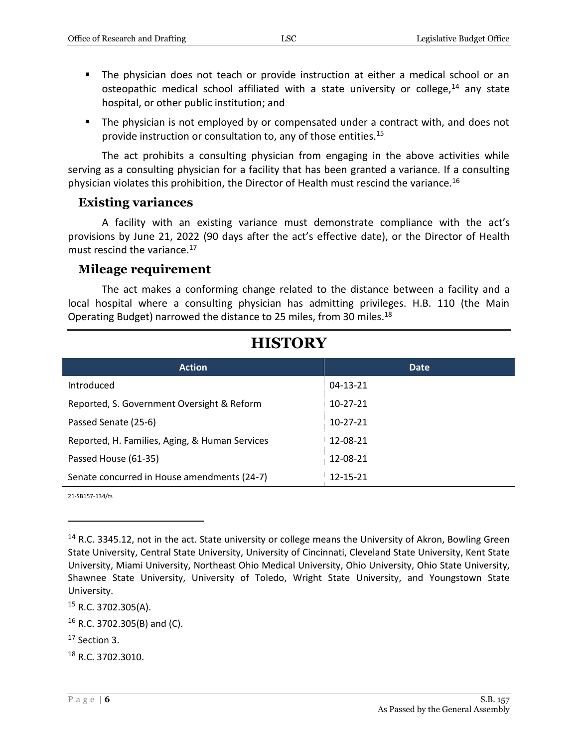- The physician does not teach or provide instruction at either a medical school or an osteopathic medical school affiliated with a state university or college,[14] any state hospital, or other public institution; and
- The physician is not employed by or compensated under a contract with, and does not provide instruction or consultation to, any of those entities.[15]

The act prohibits a consulting physician from engaging in the above activities while serving as a consulting physician for a facility that has been granted a variance. If a consulting physician violates this prohibition, the Director of Health must rescind the variance.[16]

### Existing variances

A facility with an existing variance must demonstrate compliance with the act's provisions by June 21, 2022 (90 days after the act's effective date), or the Director of Health must rescind the variance.[17]

### Mileage requirement

The act makes a conforming change related to the distance between a facility and a local hospital where a consulting physician has admitting privileges. H.B. 110 (the Main Operating Budget) narrowed the distance to 25 miles, from 30 miles.[18]

## HISTORY

| Action | Date |
|---|---|
| Introduced | 04-13-21 |
| Reported, S. Government Oversight & Reform | 10-27-21 |
| Passed Senate (25-6) | 10-27-21 |
| Reported, H. Families, Aging, & Human Services | 12-08-21 |
| Passed House (61-35) | 12-08-21 |
| Senate concurred in House amendments (24-7) | 12-15-21 |

21-SB157-134/ts

---

[14] R.C. 3345.12, not in the act. State university or college means the University of Akron, Bowling Green State University, Central State University, University of Cincinnati, Cleveland State University, Kent State University, Miami University, Northeast Ohio Medical University, Ohio University, Ohio State University, Shawnee State University, University of Toledo, Wright State University, and Youngstown State University.

[15] R.C. 3702.305(A).

[16] R.C. 3702.305(B) and (C).

[17] Section 3.

[18] R.C. 3702.3010.